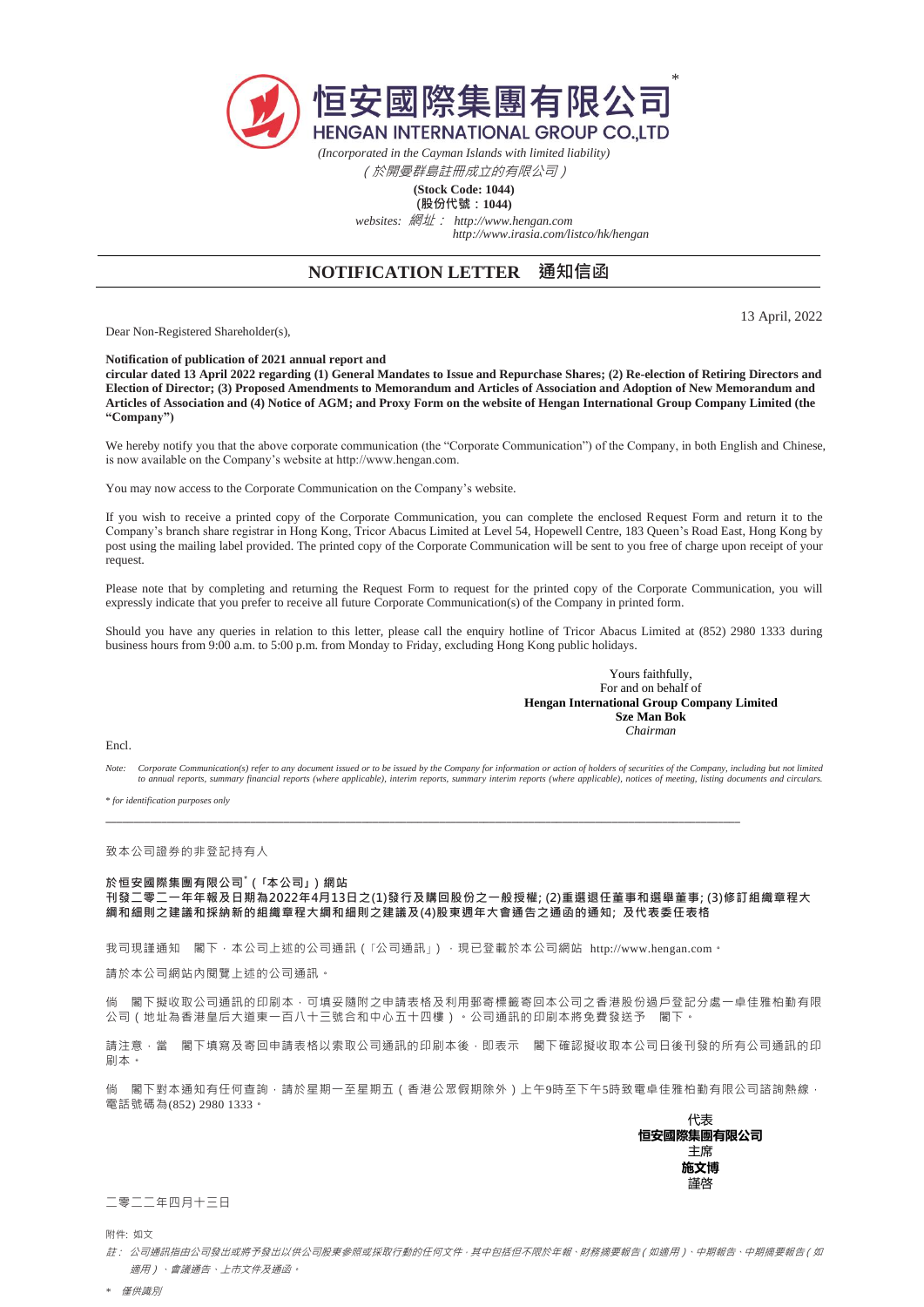# 恒安國際集團有限公司*
# HENGAN INTERNATIONAL GROUP CO.,LTD

*(Incorporated in the Cayman Islands with limited liability)*
*（於開曼群島註冊成立的有限公司）*

**(Stock Code: 1044)**
**（股份代號：1044）**

*websites:* 網址： *http://www.hengan.com*
*http://www.irasia.com/listco/hk/hengan*

## NOTIFICATION LETTER 通知信函

13 April, 2022

Dear Non-Registered Shareholder(s),

**Notification of publication of 2021 annual report and circular dated 13 April 2022 regarding (1) General Mandates to Issue and Repurchase Shares; (2) Re-election of Retiring Directors and Election of Director; (3) Proposed Amendments to Memorandum and Articles of Association and Adoption of New Memorandum and Articles of Association and (4) Notice of AGM; and Proxy Form on the website of Hengan International Group Company Limited (the "Company")**

We hereby notify you that the above corporate communication (the "Corporate Communication") of the Company, in both English and Chinese, is now available on the Company's website at http://www.hengan.com.

You may now access to the Corporate Communication on the Company's website.

If you wish to receive a printed copy of the Corporate Communication, you can complete the enclosed Request Form and return it to the Company's branch share registrar in Hong Kong, Tricor Abacus Limited at Level 54, Hopewell Centre, 183 Queen's Road East, Hong Kong by post using the mailing label provided. The printed copy of the Corporate Communication will be sent to you free of charge upon receipt of your request.

Please note that by completing and returning the Request Form to request for the printed copy of the Corporate Communication, you will expressly indicate that you prefer to receive all future Corporate Communication(s) of the Company in printed form.

Should you have any queries in relation to this letter, please call the enquiry hotline of Tricor Abacus Limited at (852) 2980 1333 during business hours from 9:00 a.m. to 5:00 p.m. from Monday to Friday, excluding Hong Kong public holidays.

Yours faithfully,
For and on behalf of
**Hengan International Group Company Limited**
**Sze Man Bok**
*Chairman*

Encl.

*Note: Corporate Communication(s) refer to any document issued or to be issued by the Company for information or action of holders of securities of the Company, including but not limited to annual reports, summary financial reports (where applicable), interim reports, summary interim reports (where applicable), notices of meeting, listing documents and circulars.*

*\* for identification purposes only*

---

致本公司證券的非登記持有人

**於恒安國際集團有限公司*（「本公司」）網站**
**刊發二零二一年年報及日期為2022年4月13日之(1)發行及購回股份之一般授權; (2)重選退任董事和選舉董事; (3)修訂組織章程大綱和細則之建議和採納新的組織章程大綱和細則之建議及(4)股東週年大會通告之通函的通知; 及代表委任表格**

我司現謹通知　閣下，本公司上述的公司通訊（「公司通訊」），現已登載於本公司網站 http://www.hengan.com。

請於本公司網站內閱覽上述的公司通訊。

倘　閣下擬收取公司通訊的印刷本，可填妥隨附之申請表格及利用郵寄標籤寄回本公司之香港股份過戶登記分處—卓佳雅柏勤有限公司（地址為香港皇后大道東一百八十三號合和中心五十四樓）。公司通訊的印刷本將免費發送予　閣下。

請注意，當　閣下填寫及寄回申請表格以索取公司通訊的印刷本後，即表示　閣下確認擬收取本公司日後刊發的所有公司通訊的印刷本。

倘　閣下對本通知有任何查詢，請於星期一至星期五（香港公眾假期除外）上午9時至下午5時致電卓佳雅柏勤有限公司諮詢熱線，電話號碼為(852) 2980 1333。

代表
**恒安國際集團有限公司**
主席
**施文博**
謹啓

二零二二年四月十三日

附件: 如文

*註：公司通訊指由公司發出或將予發出以供公司股東參照或採取行動的任何文件，其中包括但不限於年報、財務摘要報告（如適用）、中期報告、中期摘要報告（如適用）、會議通告、上市文件及通函。*

*\* 僅供識別*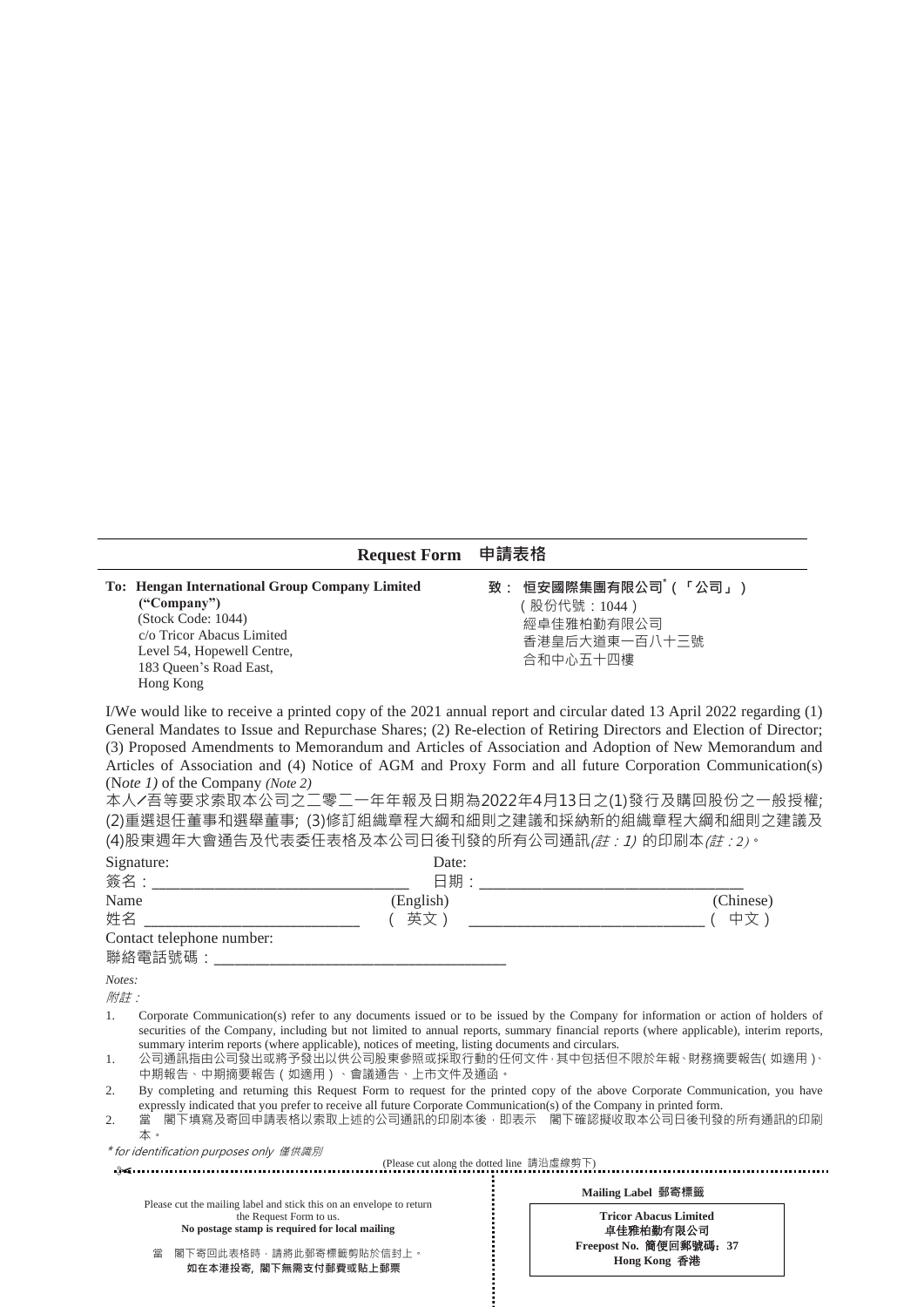## Request Form 申請表格

**To: Hengan International Group Company Limited („Company")**
(Stock Code: 1044)
c/o Tricor Abacus Limited
Level 54, Hopewell Centre,
183 Queen's Road East,
Hong Kong

**致： 恒安國際集團有限公司*（「公司」）**
（股份代號：1044）
經卓佳雅柏勤有限公司
香港皇后大道東一百八十三號
合和中心五十四樓

I/We would like to receive a printed copy of the 2021 annual report and circular dated 13 April 2022 regarding (1) General Mandates to Issue and Repurchase Shares; (2) Re-election of Retiring Directors and Election of Director; (3) Proposed Amendments to Memorandum and Articles of Association and Adoption of New Memorandum and Articles of Association and (4) Notice of AGM and Proxy Form and all future Corporation Communication(s) (N*ote 1)* of the Company *(Note 2)*

本人／吾等要求索取本公司之二零二一年年報及日期為2022年4月13日之(1)發行及購回股份之一般授權; (2)重選退任董事和選舉董事; (3)修訂組織章程大綱和細則之建議和採納新的組織章程大綱和細則之建議及(4)股東週年大會通告及代表委任表格及本公司日後刊發的所有公司通訊*(註：1)* 的印刷本*(註：2)*。

Signature:
簽名：_______________________________ Date:
日期：_______________________________

Name
姓名 ___________________________ (English)
（英文） _____________________________ (Chinese)
（中文）

Contact telephone number:
聯絡電話號碼：_____________________________________

*Notes:*
*附註：*

1. Corporate Communication(s) refer to any documents issued or to be issued by the Company for information or action of holders of securities of the Company, including but not limited to annual reports, summary financial reports (where applicable), interim reports, summary interim reports (where applicable), notices of meeting, listing documents and circulars.
1. 公司通訊指由公司發出或將予發出以供公司股東參照或採取行動的任何文件，其中包括但不限於年報、財務摘要報告(如適用)、中期報告、中期摘要報告（如適用）、會議通告、上市文件及通函。
2. By completing and returning this Request Form to request for the printed copy of the above Corporate Communication, you have expressly indicated that you prefer to receive all future Corporate Communication(s) of the Company in printed form.
2. 當 閣下填寫及寄回申請表格以索取上述的公司通訊的印刷本後，即表示 閣下確認擬收取本公司日後刊發的所有通訊的印刷本。

*\* for identification purposes only 僅供識別*

(Please cut along the dotted line 請沿虛線剪下)

Please cut the mailing label and stick this on an envelope to return the Request Form to us.
**No postage stamp is required for local mailing**

當 閣下寄回此表格時，請將此郵寄標籤剪貼於信封上。
**如在本港投寄，閣下無需支付郵費或貼上郵票**

**Mailing Label 郵寄標籤**

**Tricor Abacus Limited**
**卓佳雅柏勤有限公司**
**Freepost No. 簡便回郵號碼：37**
**Hong Kong 香港**